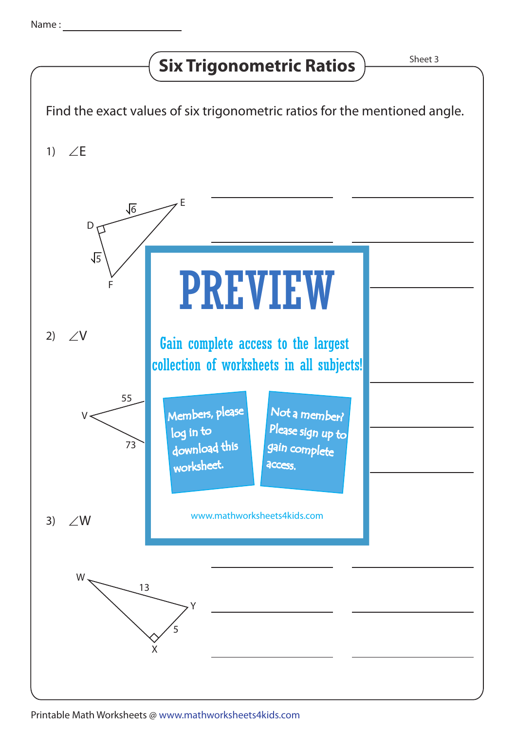Name : ____________________

## Six Trigonometric Ratios

Sheet 3

Find the exact values of six trigonometric ratios for the mentioned angle.

1) $\angle E$

D, E, F; DE = $\sqrt{6}$; DF = $\sqrt{5}$

2) $\angle V$

V; 55; 73

3) $\angle W$

W, X, Y; WY = 13; XY = 5

# PREVIEW

Gain complete access to the largest collection of worksheets in all subjects!

Members, please log in to download this worksheet.

Not a member? Please sign up to gain complete access.

www.mathworksheets4kids.com

Printable Math Worksheets @ www.mathworksheets4kids.com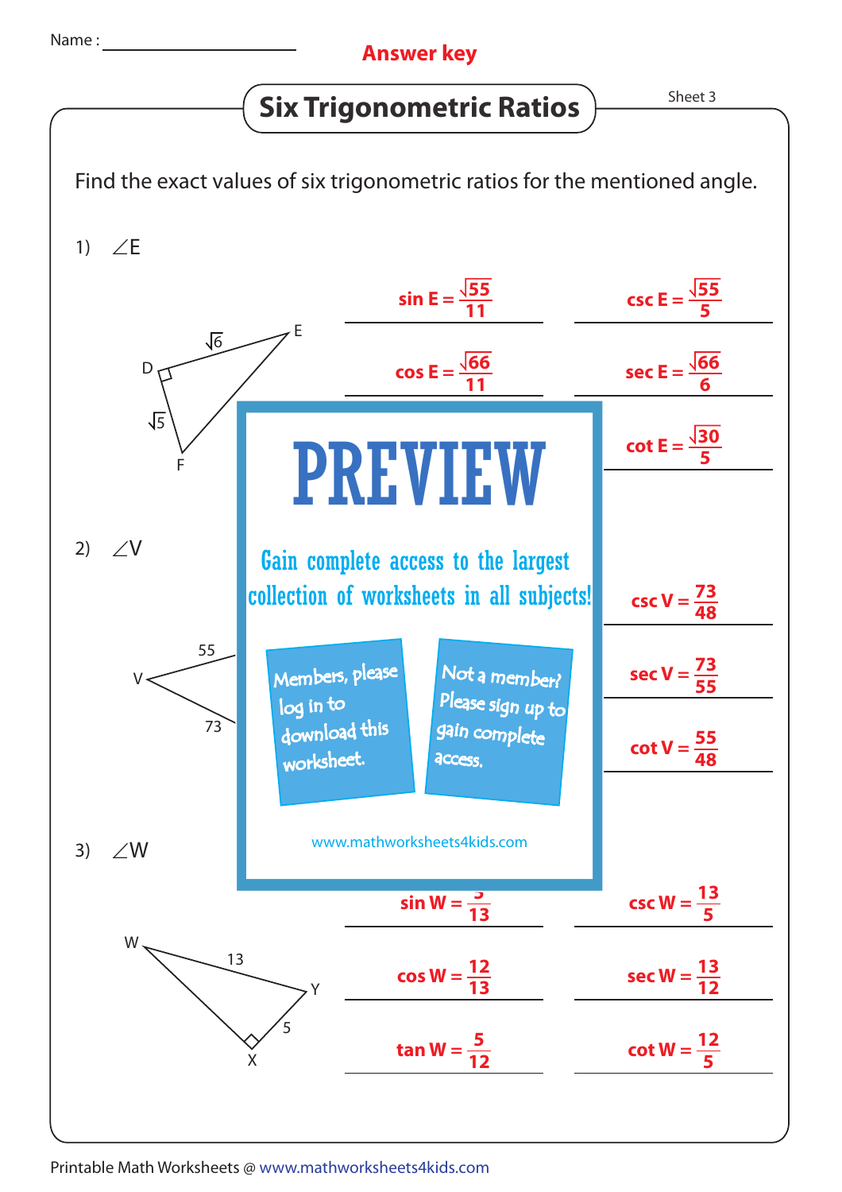Name : ______________________

**Answer key**

# Six Trigonometric Ratios

Sheet 3

Find the exact values of six trigonometric ratios for the mentioned angle.

1) $\angle E$

D, E, F; DE = $\sqrt{6}$, DF = $\sqrt{5}$

sin E = $\frac{\sqrt{55}}{11}$

csc E = $\frac{\sqrt{55}}{5}$

cos E = $\frac{\sqrt{66}}{11}$

sec E = $\frac{\sqrt{66}}{6}$

cot E = $\frac{\sqrt{30}}{5}$

2) $\angle V$

V; 55, 73

csc V = $\frac{73}{48}$

sec V = $\frac{73}{55}$

cot V = $\frac{55}{48}$

3) $\angle W$

W, X, Y; WY = 13, XY = 5

sin W = $\frac{5}{13}$

csc W = $\frac{13}{5}$

cos W = $\frac{12}{13}$

sec W = $\frac{13}{12}$

tan W = $\frac{5}{12}$

cot W = $\frac{12}{5}$

PREVIEW

Gain complete access to the largest collection of worksheets in all subjects!

Members, please log in to download this worksheet.

Not a member? Please sign up to gain complete access.

www.mathworksheets4kids.com

Printable Math Worksheets @ www.mathworksheets4kids.com